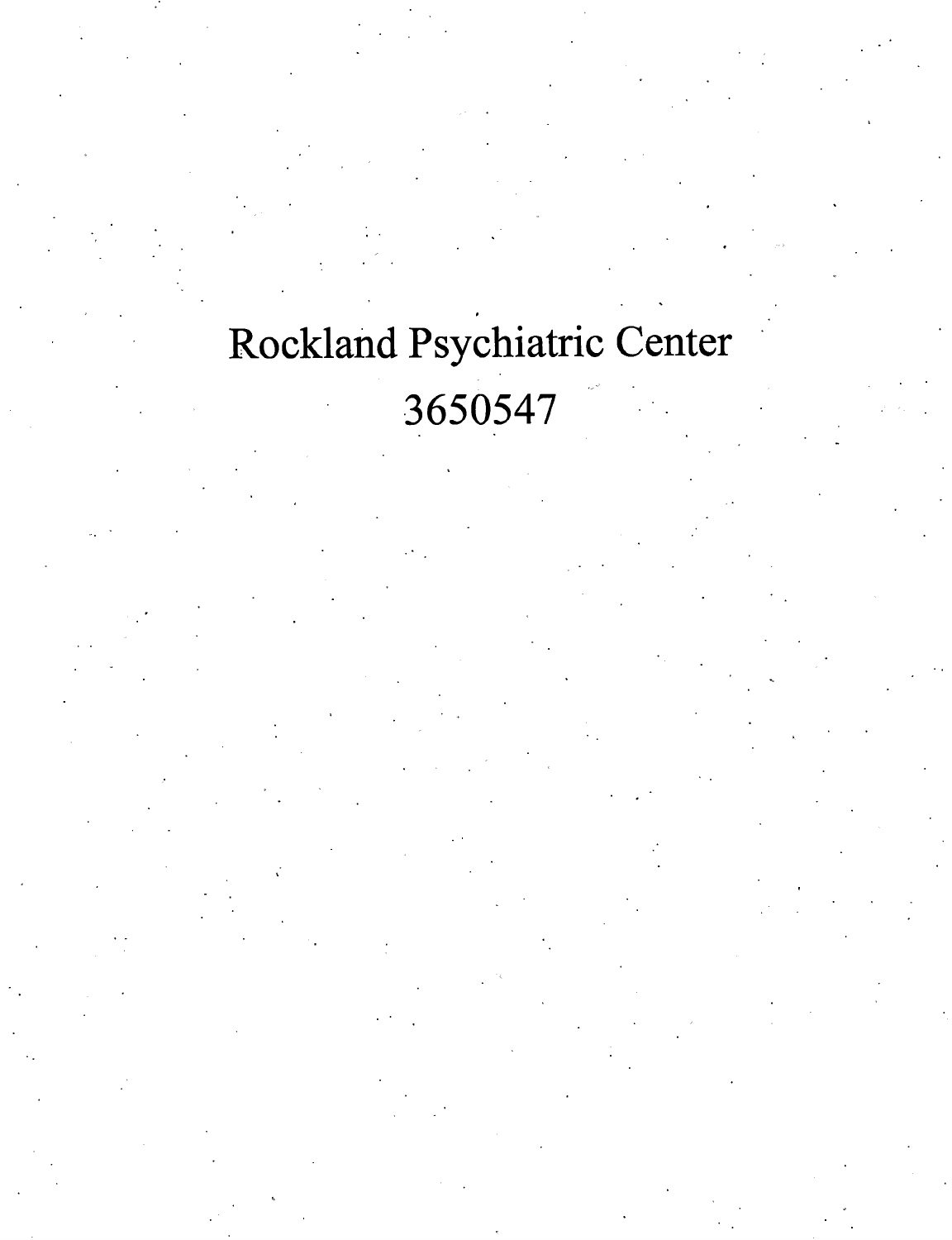# Rockland Psychiatric Center

3650547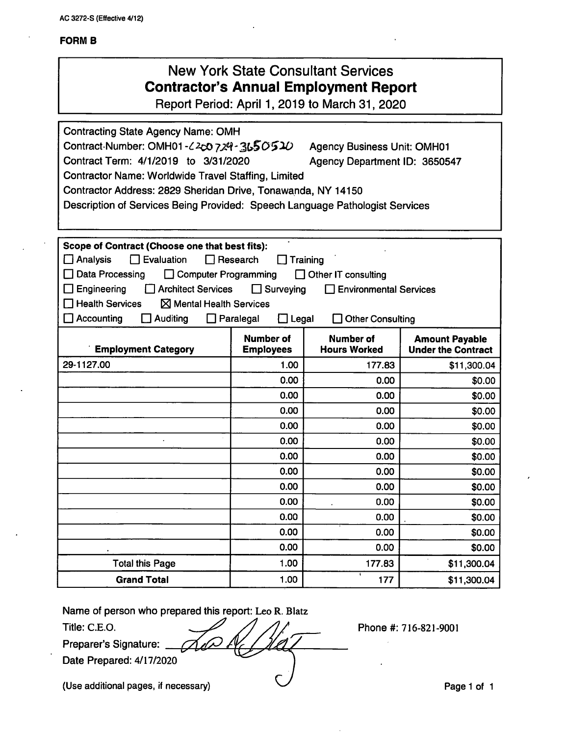AC 3272-S (Effective 4/12)

**FORM B**

# New York State Consultant Services
## Contractor's Annual Employment Report

Report Period: April 1, 2019 to March 31, 2020

Contracting State Agency Name: OMH

Contract Number: OMH01-C200729-3650520 Agency Business Unit: OMH01

Contract Term: 4/1/2019 to 3/31/2020 Agency Department ID: 3650547

Contractor Name: Worldwide Travel Staffing, Limited

Contractor Address: 2829 Sheridan Drive, Tonawanda, NY 14150

Description of Services Being Provided: Speech Language Pathologist Services

**Scope of Contract (Choose one that best fits):**

☐ Analysis ☐ Evaluation ☐ Research ☐ Training
☐ Data Processing ☐ Computer Programming ☐ Other IT consulting
☐ Engineering ☐ Architect Services ☐ Surveying ☐ Environmental Services
☐ Health Services ☒ Mental Health Services
☐ Accounting ☐ Auditing ☐ Paralegal ☐ Legal ☐ Other Consulting

| Employment Category | Number of Employees | Number of Hours Worked | Amount Payable Under the Contract |
|---|---|---|---|
| 29-1127.00 | 1.00 | 177.83 | $11,300.04 |
| | 0.00 | 0.00 | $0.00 |
| | 0.00 | 0.00 | $0.00 |
| | 0.00 | 0.00 | $0.00 |
| | 0.00 | 0.00 | $0.00 |
| | 0.00 | 0.00 | $0.00 |
| | 0.00 | 0.00 | $0.00 |
| | 0.00 | 0.00 | $0.00 |
| | 0.00 | 0.00 | $0.00 |
| | 0.00 | 0.00 | $0.00 |
| | 0.00 | 0.00 | $0.00 |
| | 0.00 | 0.00 | $0.00 |
| | 0.00 | 0.00 | $0.00 |
| Total this Page | 1.00 | 177.83 | $11,300.04 |
| **Grand Total** | 1.00 | 177 | $11,300.04 |

Name of person who prepared this report: Leo R. Blatz

Title: C.E.O.

Preparer's Signature: [signature]

Date Prepared: 4/17/2020

Phone #: 716-821-9001

(Use additional pages, if necessary)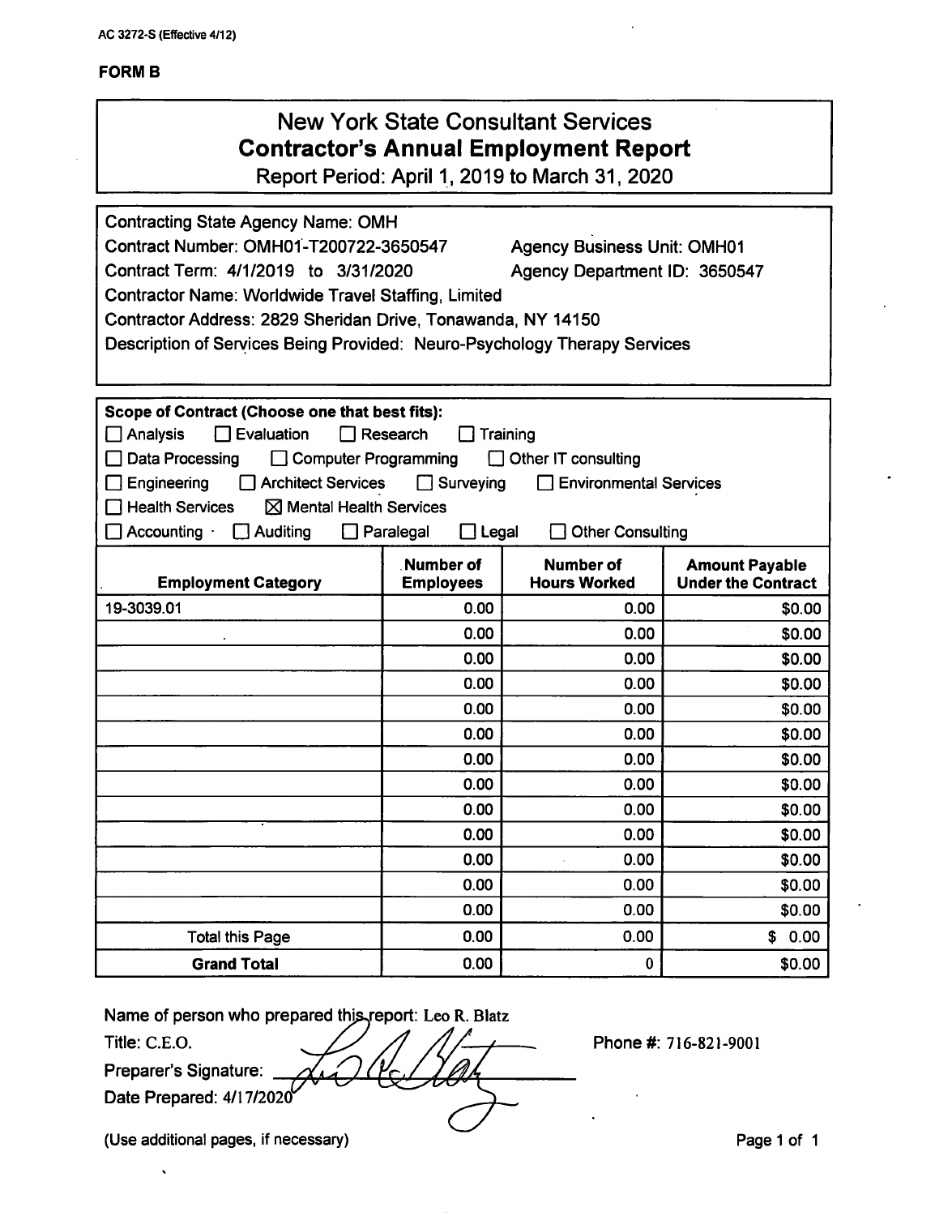AC 3272-S (Effective 4/12)

**FORM B**

# New York State Consultant Services
## Contractor's Annual Employment Report
Report Period: April 1, 2019 to March 31, 2020

Contracting State Agency Name: OMH
Contract Number: OMH01-T200722-3650547 Agency Business Unit: OMH01
Contract Term: 4/1/2019 to 3/31/2020 Agency Department ID: 3650547
Contractor Name: Worldwide Travel Staffing, Limited
Contractor Address: 2829 Sheridan Drive, Tonawanda, NY 14150
Description of Services Being Provided: Neuro-Psychology Therapy Services

**Scope of Contract (Choose one that best fits):**

☐ Analysis ☐ Evaluation ☐ Research ☐ Training
☐ Data Processing ☐ Computer Programming ☐ Other IT consulting
☐ Engineering ☐ Architect Services ☐ Surveying ☐ Environmental Services
☐ Health Services ☒ Mental Health Services
☐ Accounting ☐ Auditing ☐ Paralegal ☐ Legal ☐ Other Consulting

| Employment Category | Number of Employees | Number of Hours Worked | Amount Payable Under the Contract |
|---|---|---|---|
| 19-3039.01 | 0.00 | 0.00 | $0.00 |
| | 0.00 | 0.00 | $0.00 |
| | 0.00 | 0.00 | $0.00 |
| | 0.00 | 0.00 | $0.00 |
| | 0.00 | 0.00 | $0.00 |
| | 0.00 | 0.00 | $0.00 |
| | 0.00 | 0.00 | $0.00 |
| | 0.00 | 0.00 | $0.00 |
| | 0.00 | 0.00 | $0.00 |
| | 0.00 | 0.00 | $0.00 |
| | 0.00 | 0.00 | $0.00 |
| | 0.00 | 0.00 | $0.00 |
| | 0.00 | 0.00 | $0.00 |
| Total this Page | 0.00 | 0.00 | $ 0.00 |
| **Grand Total** | 0.00 | 0 | $0.00 |

Name of person who prepared this report: Leo R. Blatz
Title: C.E.O. Phone #: 716-821-9001
Preparer's Signature: [signature]
Date Prepared: 4/17/2020

(Use additional pages, if necessary)